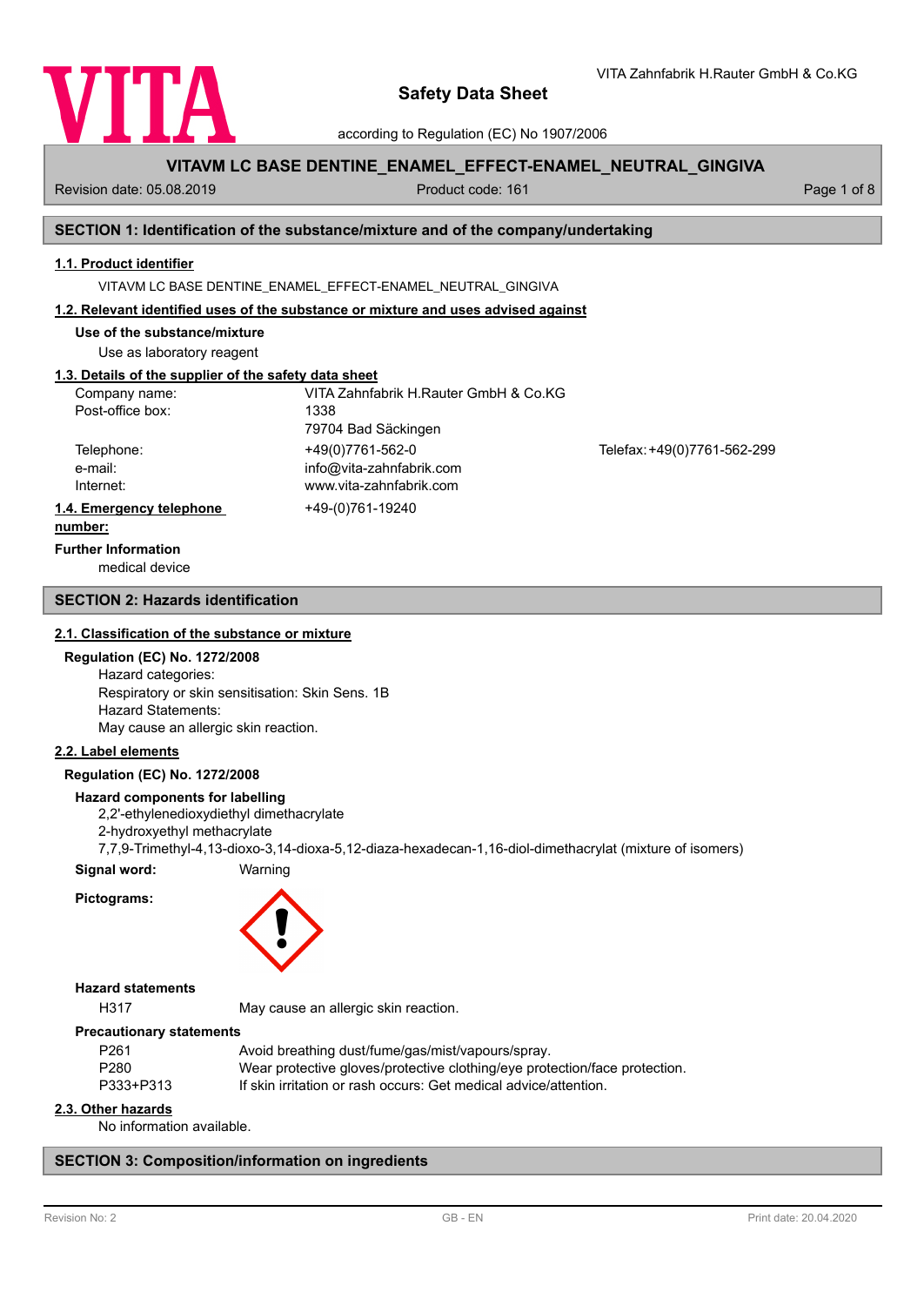# Safety Data Sheet

according to Regulation (EC) No 1907/2006

VITA Zahnfabrik H.Rauter GmbH & Co.KG

**VITAVM LC BASE DENTINE_ENAMEL_EFFECT-ENAMEL_NEUTRAL_GINGIVA**

Revision date: 05.08.2019 | Product code: 161

## SECTION 1: Identification of the substance/mixture and of the company/undertaking

### 1.1. Product identifier

VITAVM LC BASE DENTINE_ENAMEL_EFFECT-ENAMEL_NEUTRAL_GINGIVA

### 1.2. Relevant identified uses of the substance or mixture and uses advised against

**Use of the substance/mixture**

Use as laboratory reagent

### 1.3. Details of the supplier of the safety data sheet

| | | |
|---|---|---|
| Company name: | VITA Zahnfabrik H.Rauter GmbH & Co.KG | |
| Post-office box: | 1338 | |
| | 79704 Bad Säckingen | |
| Telephone: | +49(0)7761-562-0 | Telefax: +49(0)7761-562-299 |
| e-mail: | info@vita-zahnfabrik.com | |
| Internet: | www.vita-zahnfabrik.com | |

### 1.4. Emergency telephone number:

+49-(0)761-19240

**Further Information**

medical device

## SECTION 2: Hazards identification

### 2.1. Classification of the substance or mixture

**Regulation (EC) No. 1272/2008**

Hazard categories:
Respiratory or skin sensitisation: Skin Sens. 1B
Hazard Statements:
May cause an allergic skin reaction.

### 2.2. Label elements

**Regulation (EC) No. 1272/2008**

**Hazard components for labelling**

2,2'-ethylenedioxydiethyl dimethacrylate
2-hydroxyethyl methacrylate
7,7,9-Trimethyl-4,13-dioxo-3,14-dioxa-5,12-diaza-hexadecan-1,16-diol-dimethacrylat (mixture of isomers)

**Signal word:** Warning

**Pictograms:**

**Hazard statements**

| | |
|---|---|
| H317 | May cause an allergic skin reaction. |

**Precautionary statements**

| | |
|---|---|
| P261 | Avoid breathing dust/fume/gas/mist/vapours/spray. |
| P280 | Wear protective gloves/protective clothing/eye protection/face protection. |
| P333+P313 | If skin irritation or rash occurs: Get medical advice/attention. |

### 2.3. Other hazards

No information available.

## SECTION 3: Composition/information on ingredients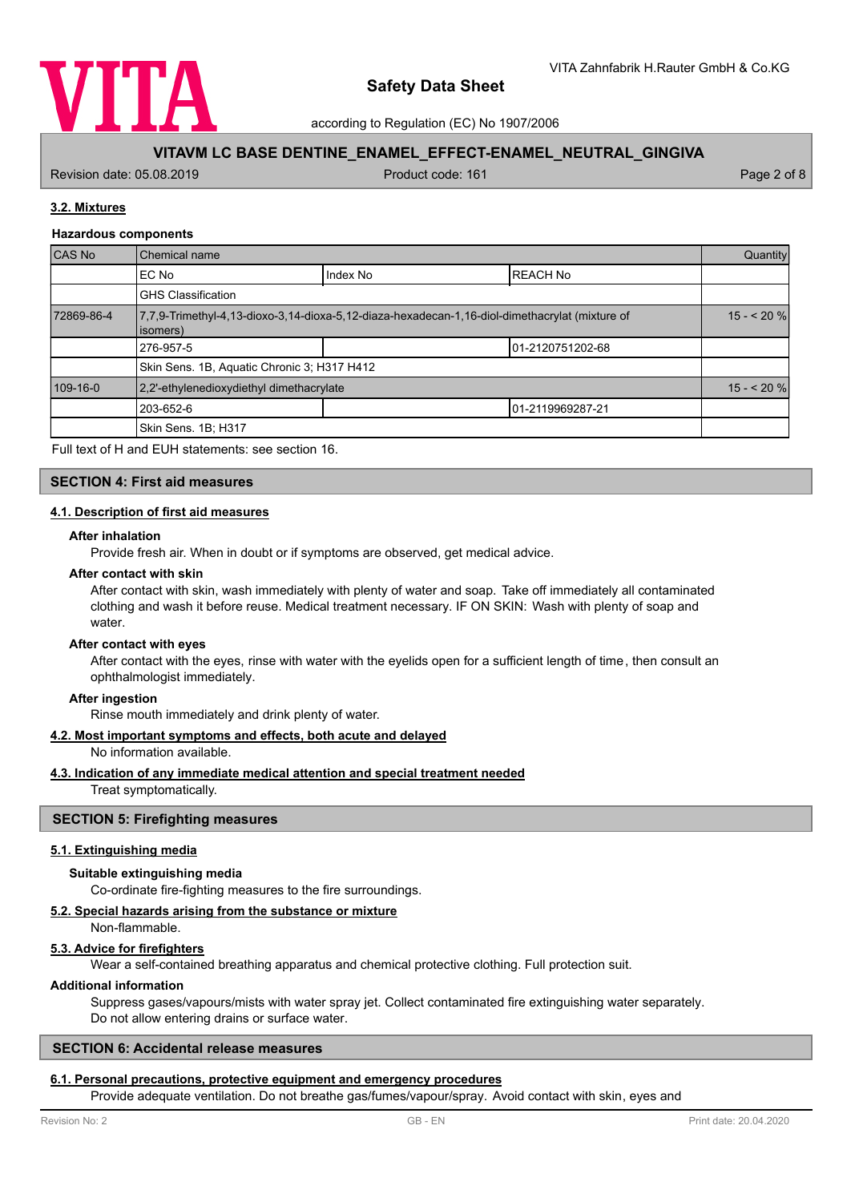### 3.2. Mixtures

**Hazardous components**

| CAS No | Chemical name | | | Quantity |
|---|---|---|---|---|
| | EC No | Index No | REACH No | |
| | GHS Classification | | | |
| 72869-86-4 | 7,7,9-Trimethyl-4,13-dioxo-3,14-dioxa-5,12-diaza-hexadecan-1,16-diol-dimethacrylat (mixture of isomers) | | | 15 - < 20 % |
| | 276-957-5 | | 01-2120751202-68 | |
| | Skin Sens. 1B, Aquatic Chronic 3; H317 H412 | | | |
| 109-16-0 | 2,2'-ethylenedioxydiethyl dimethacrylate | | | 15 - < 20 % |
| | 203-652-6 | | 01-2119969287-21 | |
| | Skin Sens. 1B; H317 | | | |

Full text of H and EUH statements: see section 16.

## SECTION 4: First aid measures

### 4.1. Description of first aid measures

**After inhalation**

Provide fresh air. When in doubt or if symptoms are observed, get medical advice.

**After contact with skin**

After contact with skin, wash immediately with plenty of water and soap. Take off immediately all contaminated clothing and wash it before reuse. Medical treatment necessary. IF ON SKIN: Wash with plenty of soap and water.

**After contact with eyes**

After contact with the eyes, rinse with water with the eyelids open for a sufficient length of time, then consult an ophthalmologist immediately.

**After ingestion**

Rinse mouth immediately and drink plenty of water.

### 4.2. Most important symptoms and effects, both acute and delayed

No information available.

### 4.3. Indication of any immediate medical attention and special treatment needed

Treat symptomatically.

## SECTION 5: Firefighting measures

### 5.1. Extinguishing media

**Suitable extinguishing media**

Co-ordinate fire-fighting measures to the fire surroundings.

### 5.2. Special hazards arising from the substance or mixture

Non-flammable.

### 5.3. Advice for firefighters

Wear a self-contained breathing apparatus and chemical protective clothing. Full protection suit.

**Additional information**

Suppress gases/vapours/mists with water spray jet. Collect contaminated fire extinguishing water separately. Do not allow entering drains or surface water.

## SECTION 6: Accidental release measures

### 6.1. Personal precautions, protective equipment and emergency procedures

Provide adequate ventilation. Do not breathe gas/fumes/vapour/spray. Avoid contact with skin, eyes and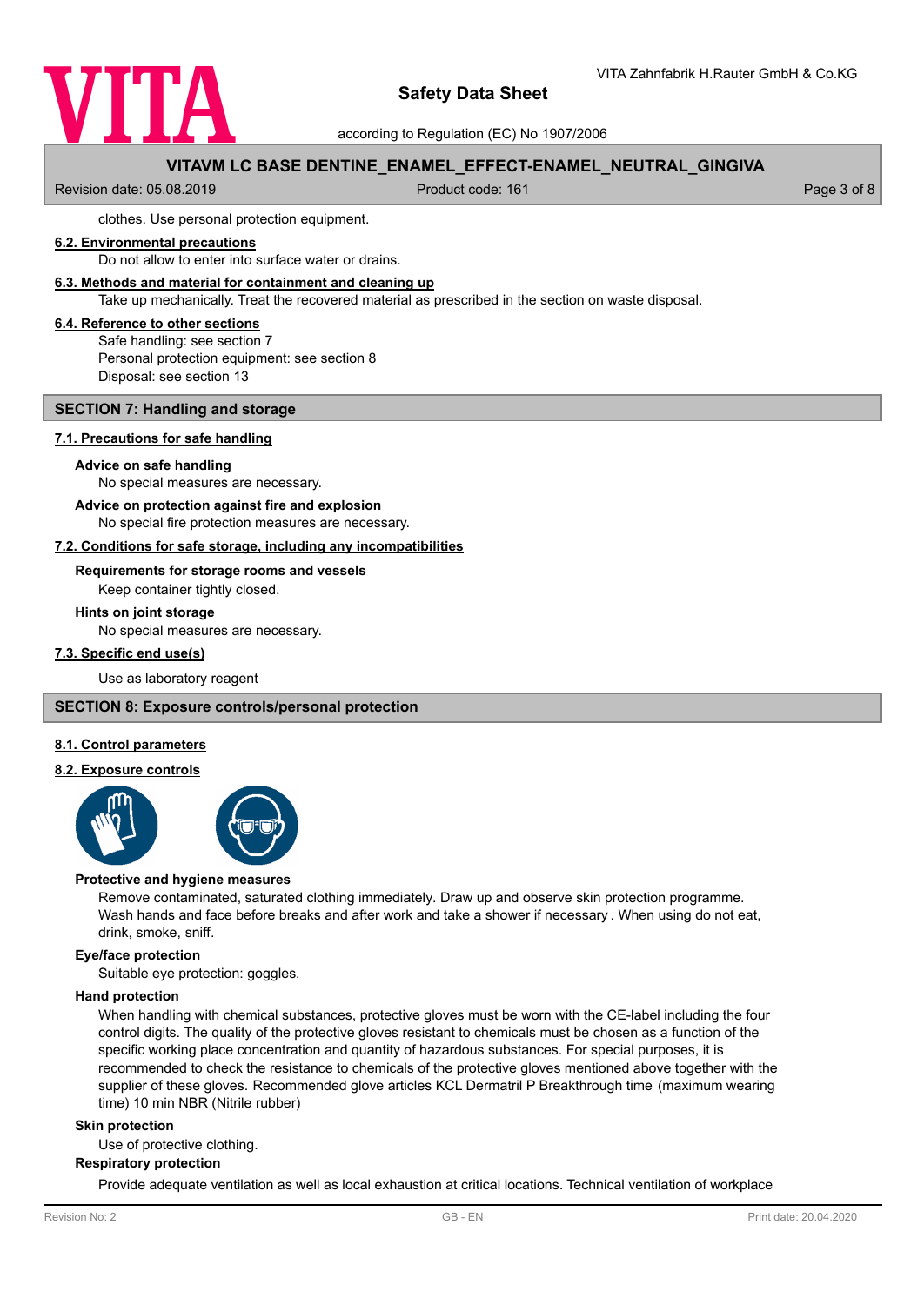clothes. Use personal protection equipment.

### 6.2. Environmental precautions

Do not allow to enter into surface water or drains.

### 6.3. Methods and material for containment and cleaning up

Take up mechanically. Treat the recovered material as prescribed in the section on waste disposal.

### 6.4. Reference to other sections

Safe handling: see section 7
Personal protection equipment: see section 8
Disposal: see section 13

## SECTION 7: Handling and storage

### 7.1. Precautions for safe handling

**Advice on safe handling**

No special measures are necessary.

**Advice on protection against fire and explosion**

No special fire protection measures are necessary.

### 7.2. Conditions for safe storage, including any incompatibilities

**Requirements for storage rooms and vessels**

Keep container tightly closed.

**Hints on joint storage**

No special measures are necessary.

### 7.3. Specific end use(s)

Use as laboratory reagent

## SECTION 8: Exposure controls/personal protection

### 8.1. Control parameters

### 8.2. Exposure controls

**Protective and hygiene measures**

Remove contaminated, saturated clothing immediately. Draw up and observe skin protection programme. Wash hands and face before breaks and after work and take a shower if necessary . When using do not eat, drink, smoke, sniff.

**Eye/face protection**

Suitable eye protection: goggles.

**Hand protection**

When handling with chemical substances, protective gloves must be worn with the CE-label including the four control digits. The quality of the protective gloves resistant to chemicals must be chosen as a function of the specific working place concentration and quantity of hazardous substances. For special purposes, it is recommended to check the resistance to chemicals of the protective gloves mentioned above together with the supplier of these gloves. Recommended glove articles KCL Dermatril P Breakthrough time (maximum wearing time) 10 min NBR (Nitrile rubber)

**Skin protection**

Use of protective clothing.

**Respiratory protection**

Provide adequate ventilation as well as local exhaustion at critical locations. Technical ventilation of workplace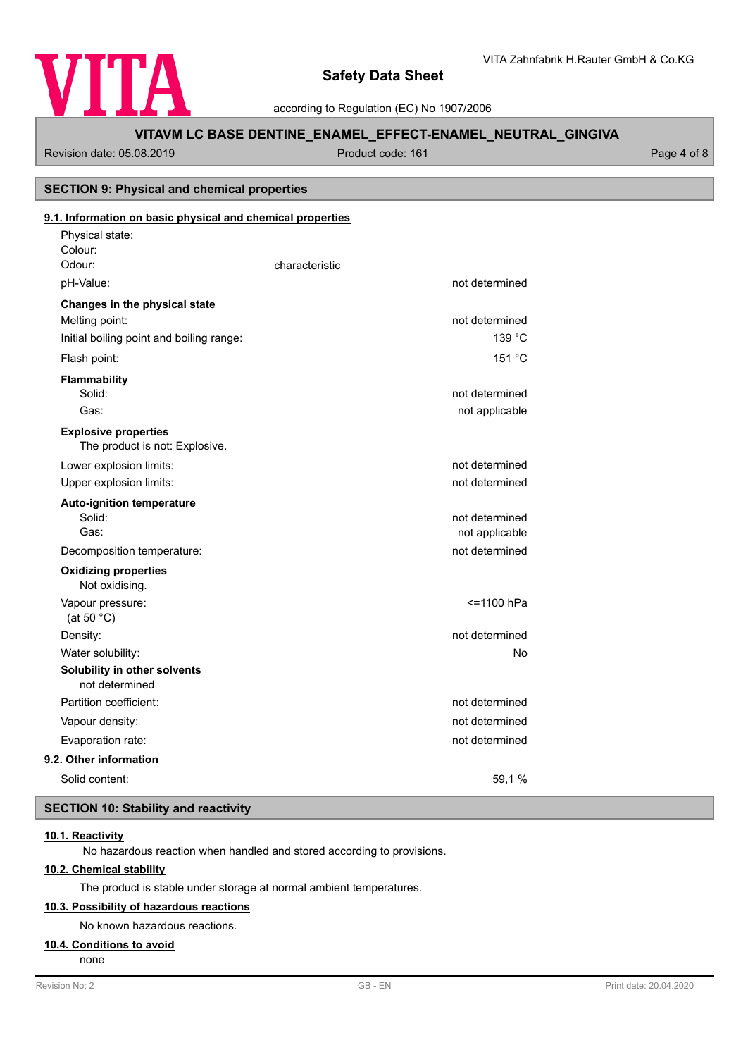## SECTION 9: Physical and chemical properties

### 9.1. Information on basic physical and chemical properties

| | | |
|---|---|---|
| Physical state: | | |
| Colour: | | |
| Odour: | characteristic | |
| pH-Value: | | not determined |
| **Changes in the physical state** | | |
| Melting point: | | not determined |
| Initial boiling point and boiling range: | | 139 °C |
| Flash point: | | 151 °C |
| **Flammability** | | |
| Solid: | | not determined |
| Gas: | | not applicable |
| **Explosive properties** | | |
| The product is not: Explosive. | | |
| Lower explosion limits: | | not determined |
| Upper explosion limits: | | not determined |
| **Auto-ignition temperature** | | |
| Solid: | | not determined |
| Gas: | | not applicable |
| Decomposition temperature: | | not determined |
| **Oxidizing properties** | | |
| Not oxidising. | | |
| Vapour pressure: (at 50 °C) | | <=1100 hPa |
| Density: | | not determined |
| Water solubility: | | No |
| **Solubility in other solvents** | | |
| not determined | | |
| Partition coefficient: | | not determined |
| Vapour density: | | not determined |
| Evaporation rate: | | not determined |

### 9.2. Other information

| | |
|---|---|
| Solid content: | 59,1 % |

## SECTION 10: Stability and reactivity

### 10.1. Reactivity

No hazardous reaction when handled and stored according to provisions.

### 10.2. Chemical stability

The product is stable under storage at normal ambient temperatures.

### 10.3. Possibility of hazardous reactions

No known hazardous reactions.

### 10.4. Conditions to avoid

none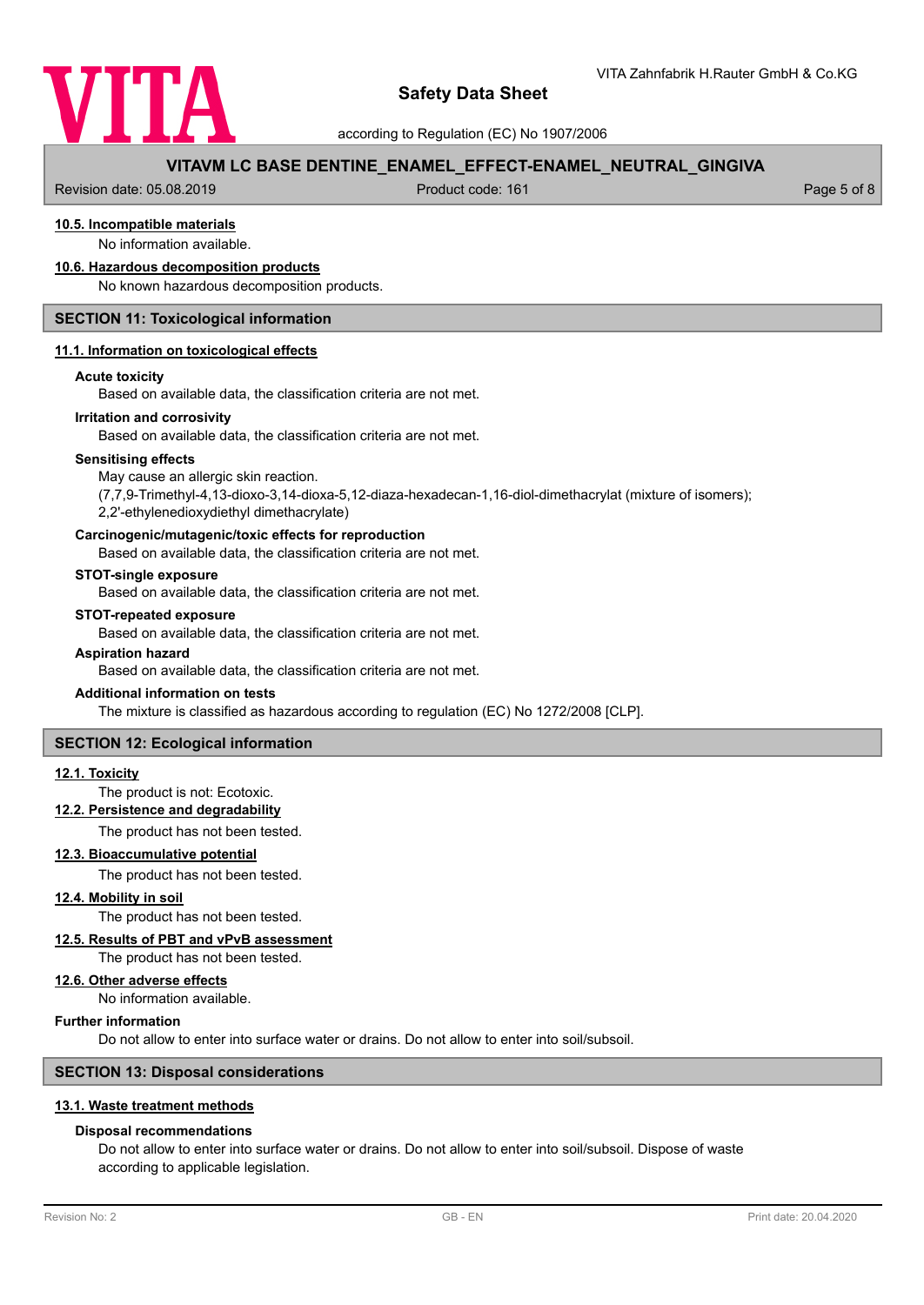#### 10.5. Incompatible materials

No information available.

#### 10.6. Hazardous decomposition products

No known hazardous decomposition products.

## SECTION 11: Toxicological information

#### 11.1. Information on toxicological effects

**Acute toxicity**

Based on available data, the classification criteria are not met.

**Irritation and corrosivity**

Based on available data, the classification criteria are not met.

**Sensitising effects**

May cause an allergic skin reaction.
(7,7,9-Trimethyl-4,13-dioxo-3,14-dioxa-5,12-diaza-hexadecan-1,16-diol-dimethacrylat (mixture of isomers); 2,2'-ethylenedioxydiethyl dimethacrylate)

**Carcinogenic/mutagenic/toxic effects for reproduction**

Based on available data, the classification criteria are not met.

**STOT-single exposure**

Based on available data, the classification criteria are not met.

**STOT-repeated exposure**

Based on available data, the classification criteria are not met.

**Aspiration hazard**

Based on available data, the classification criteria are not met.

**Additional information on tests**

The mixture is classified as hazardous according to regulation (EC) No 1272/2008 [CLP].

## SECTION 12: Ecological information

#### 12.1. Toxicity

The product is not: Ecotoxic.

#### 12.2. Persistence and degradability

The product has not been tested.

#### 12.3. Bioaccumulative potential

The product has not been tested.

#### 12.4. Mobility in soil

The product has not been tested.

#### 12.5. Results of PBT and vPvB assessment

The product has not been tested.

#### 12.6. Other adverse effects

No information available.

**Further information**

Do not allow to enter into surface water or drains. Do not allow to enter into soil/subsoil.

## SECTION 13: Disposal considerations

#### 13.1. Waste treatment methods

**Disposal recommendations**

Do not allow to enter into surface water or drains. Do not allow to enter into soil/subsoil. Dispose of waste according to applicable legislation.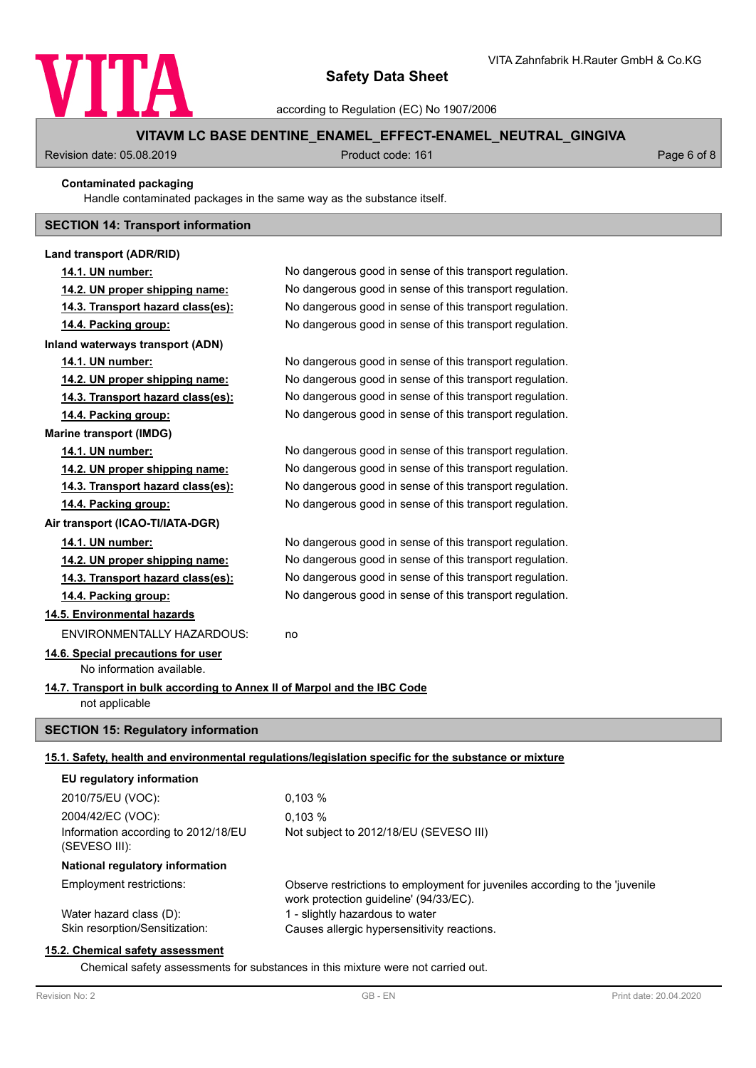**Contaminated packaging**

Handle contaminated packages in the same way as the substance itself.

## SECTION 14: Transport information

**Land transport (ADR/RID)**

| | |
|---|---|
| **14.1. UN number:** | No dangerous good in sense of this transport regulation. |
| **14.2. UN proper shipping name:** | No dangerous good in sense of this transport regulation. |
| **14.3. Transport hazard class(es):** | No dangerous good in sense of this transport regulation. |
| **14.4. Packing group:** | No dangerous good in sense of this transport regulation. |

**Inland waterways transport (ADN)**

| | |
|---|---|
| **14.1. UN number:** | No dangerous good in sense of this transport regulation. |
| **14.2. UN proper shipping name:** | No dangerous good in sense of this transport regulation. |
| **14.3. Transport hazard class(es):** | No dangerous good in sense of this transport regulation. |
| **14.4. Packing group:** | No dangerous good in sense of this transport regulation. |

**Marine transport (IMDG)**

| | |
|---|---|
| **14.1. UN number:** | No dangerous good in sense of this transport regulation. |
| **14.2. UN proper shipping name:** | No dangerous good in sense of this transport regulation. |
| **14.3. Transport hazard class(es):** | No dangerous good in sense of this transport regulation. |
| **14.4. Packing group:** | No dangerous good in sense of this transport regulation. |

**Air transport (ICAO-TI/IATA-DGR)**

| | |
|---|---|
| **14.1. UN number:** | No dangerous good in sense of this transport regulation. |
| **14.2. UN proper shipping name:** | No dangerous good in sense of this transport regulation. |
| **14.3. Transport hazard class(es):** | No dangerous good in sense of this transport regulation. |
| **14.4. Packing group:** | No dangerous good in sense of this transport regulation. |

**14.5. Environmental hazards**

ENVIRONMENTALLY HAZARDOUS: no

**14.6. Special precautions for user**

No information available.

**14.7. Transport in bulk according to Annex II of Marpol and the IBC Code**

not applicable

## SECTION 15: Regulatory information

**15.1. Safety, health and environmental regulations/legislation specific for the substance or mixture**

**EU regulatory information**

| | |
|---|---|
| 2010/75/EU (VOC): | 0,103 % |
| 2004/42/EC (VOC): | 0,103 % |
| Information according to 2012/18/EU (SEVESO III): | Not subject to 2012/18/EU (SEVESO III) |

**National regulatory information**

| | |
|---|---|
| Employment restrictions: | Observe restrictions to employment for juveniles according to the 'juvenile work protection guideline' (94/33/EC). |
| Water hazard class (D): | 1 - slightly hazardous to water |
| Skin resorption/Sensitization: | Causes allergic hypersensitivity reactions. |

**15.2. Chemical safety assessment**

Chemical safety assessments for substances in this mixture were not carried out.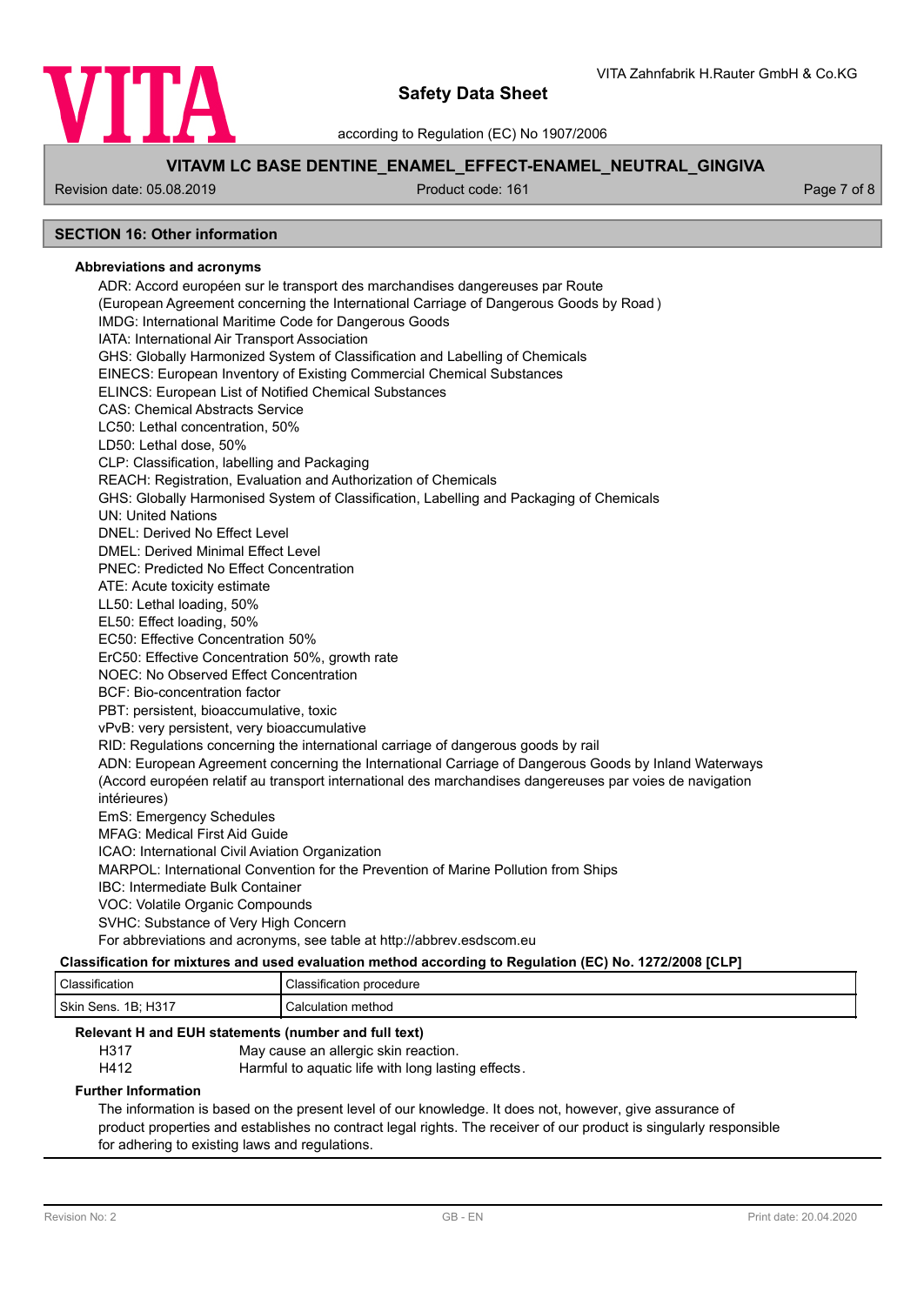## SECTION 16: Other information

### Abbreviations and acronyms

ADR: Accord européen sur le transport des marchandises dangereuses par Route
(European Agreement concerning the International Carriage of Dangerous Goods by Road )
IMDG: International Maritime Code for Dangerous Goods
IATA: International Air Transport Association
GHS: Globally Harmonized System of Classification and Labelling of Chemicals
EINECS: European Inventory of Existing Commercial Chemical Substances
ELINCS: European List of Notified Chemical Substances
CAS: Chemical Abstracts Service
LC50: Lethal concentration, 50%
LD50: Lethal dose, 50%
CLP: Classification, labelling and Packaging
REACH: Registration, Evaluation and Authorization of Chemicals
GHS: Globally Harmonised System of Classification, Labelling and Packaging of Chemicals
UN: United Nations
DNEL: Derived No Effect Level
DMEL: Derived Minimal Effect Level
PNEC: Predicted No Effect Concentration
ATE: Acute toxicity estimate
LL50: Lethal loading, 50%
EL50: Effect loading, 50%
EC50: Effective Concentration 50%
ErC50: Effective Concentration 50%, growth rate
NOEC: No Observed Effect Concentration
BCF: Bio-concentration factor
PBT: persistent, bioaccumulative, toxic
vPvB: very persistent, very bioaccumulative
RID: Regulations concerning the international carriage of dangerous goods by rail
ADN: European Agreement concerning the International Carriage of Dangerous Goods by Inland Waterways (Accord européen relatif au transport international des marchandises dangereuses par voies de navigation intérieures)
EmS: Emergency Schedules
MFAG: Medical First Aid Guide
ICAO: International Civil Aviation Organization
MARPOL: International Convention for the Prevention of Marine Pollution from Ships
IBC: Intermediate Bulk Container
VOC: Volatile Organic Compounds
SVHC: Substance of Very High Concern
For abbreviations and acronyms, see table at http://abbrev.esdscom.eu

### Classification for mixtures and used evaluation method according to Regulation (EC) No. 1272/2008 [CLP]

| Classification | Classification procedure |
|---|---|
| Skin Sens. 1B; H317 | Calculation method |

### Relevant H and EUH statements (number and full text)

| | |
|---|---|
| H317 | May cause an allergic skin reaction. |
| H412 | Harmful to aquatic life with long lasting effects. |

### Further Information

The information is based on the present level of our knowledge. It does not, however, give assurance of product properties and establishes no contract legal rights. The receiver of our product is singularly responsible for adhering to existing laws and regulations.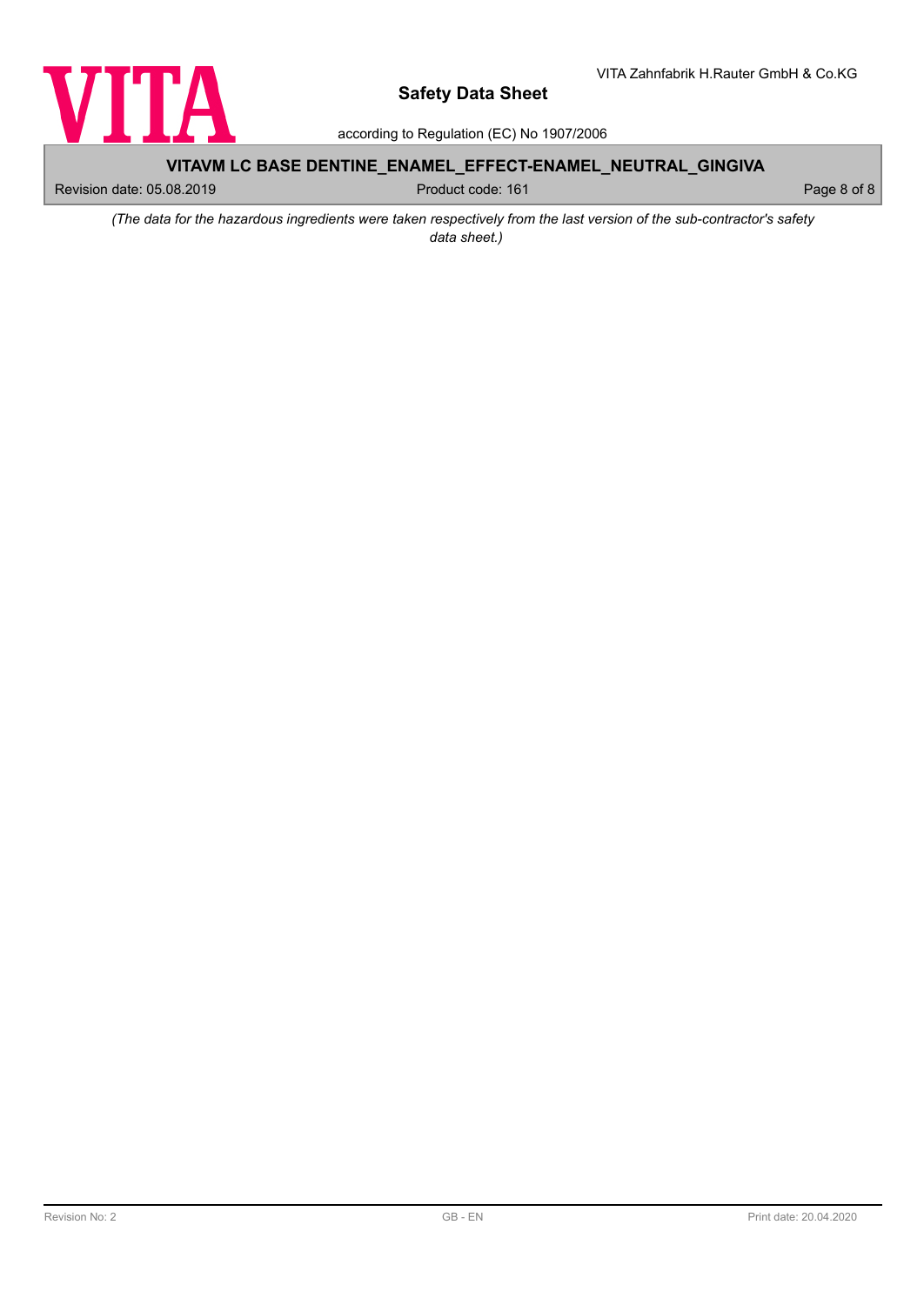*(The data for the hazardous ingredients were taken respectively from the last version of the sub-contractor's safety data sheet.)*